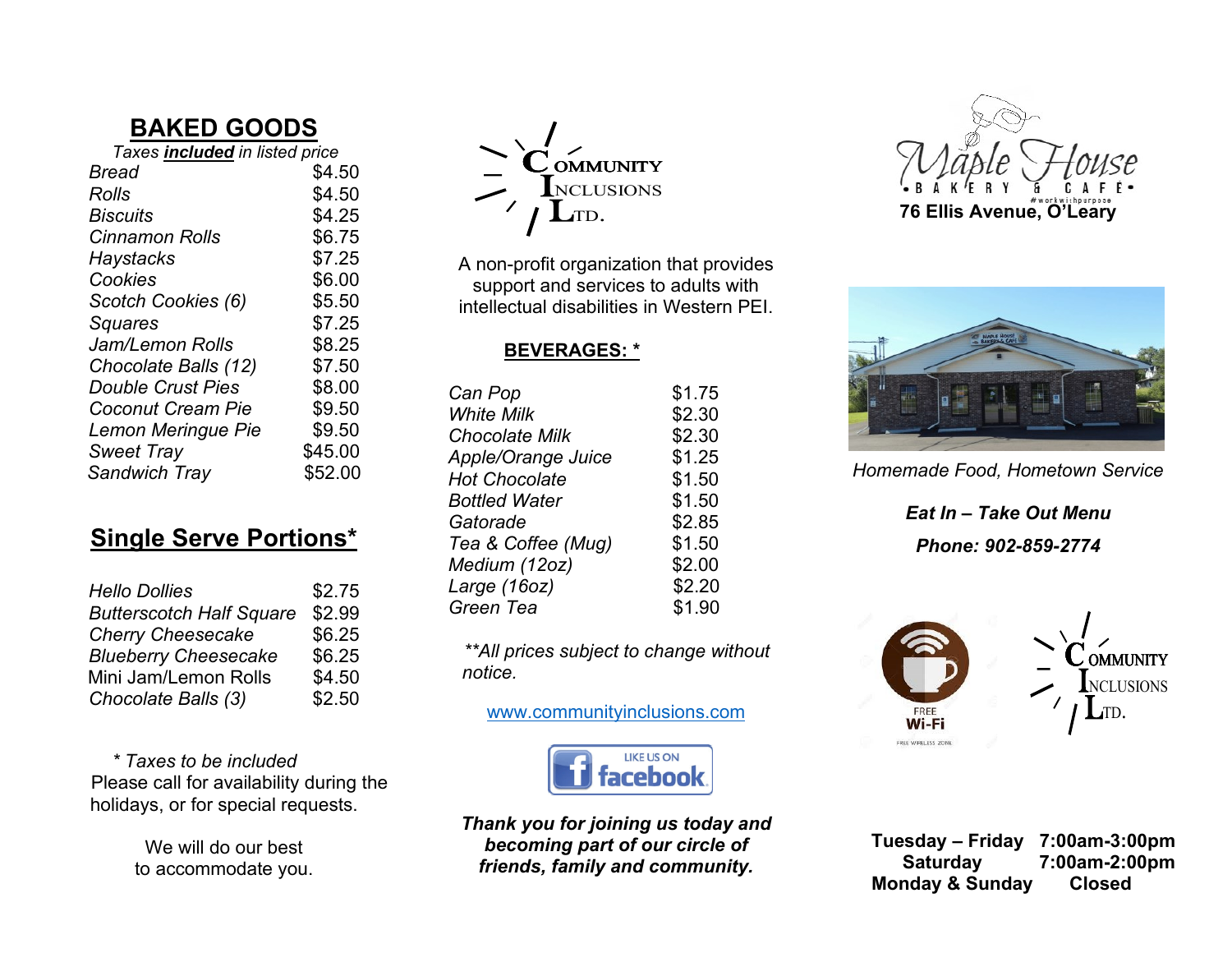## BAKED GOODS

*Taxes **included** in listed price*

| Item | Price |
|---|---|
| *Bread* | $4.50 |
| *Rolls* | $4.50 |
| *Biscuits* | $4.25 |
| *Cinnamon Rolls* | $6.75 |
| *Haystacks* | $7.25 |
| *Cookies* | $6.00 |
| *Scotch Cookies (6)* | $5.50 |
| *Squares* | $7.25 |
| *Jam/Lemon Rolls* | $8.25 |
| *Chocolate Balls (12)* | $7.50 |
| *Double Crust Pies* | $8.00 |
| *Coconut Cream Pie* | $9.50 |
| *Lemon Meringue Pie* | $9.50 |
| *Sweet Tray* | $45.00 |
| *Sandwich Tray* | $52.00 |

## Single Serve Portions*

| Item | Price |
|---|---|
| *Hello Dollies* | $2.75 |
| *Butterscotch Half Square* | $2.99 |
| *Cherry Cheesecake* | $6.25 |
| *Blueberry Cheesecake* | $6.25 |
| Mini Jam/Lemon Rolls | $4.50 |
| *Chocolate Balls (3)* | $2.50 |

\* *Taxes to be included*

Please call for availability during the holidays, or for special requests.

We will do our best to accommodate you.

COMMUNITY INCLUSIONS LTD.

A non-profit organization that provides support and services to adults with intellectual disabilities in Western PEI.

## BEVERAGES: *

| Item | Price |
|---|---|
| *Can Pop* | $1.75 |
| *White Milk* | $2.30 |
| *Chocolate Milk* | $2.30 |
| *Apple/Orange Juice* | $1.25 |
| *Hot Chocolate* | $1.50 |
| *Bottled Water* | $1.50 |
| *Gatorade* | $2.85 |
| *Tea & Coffee (Mug)* | $1.50 |
| *Medium (12oz)* | $2.00 |
| *Large (16oz)* | $2.20 |
| *Green Tea* | $1.90 |

*\*\*All prices subject to change without notice.*

www.communityinclusions.com

LIKE US ON facebook

***Thank you for joining us today and becoming part of our circle of friends, family and community.***

Maple House
BAKERY & CAFÉ
#workwithpurpose

**76 Ellis Avenue, O'Leary**

*Homemade Food, Hometown Service*

***Eat In – Take Out Menu***

***Phone: 902-859-2774***

FREE Wi-Fi
FREE WIRELESS ZONE

COMMUNITY INCLUSIONS LTD.

| | |
|---|---|
| **Tuesday – Friday** | **7:00am-3:00pm** |
| **Saturday** | **7:00am-2:00pm** |
| **Monday & Sunday** | **Closed** |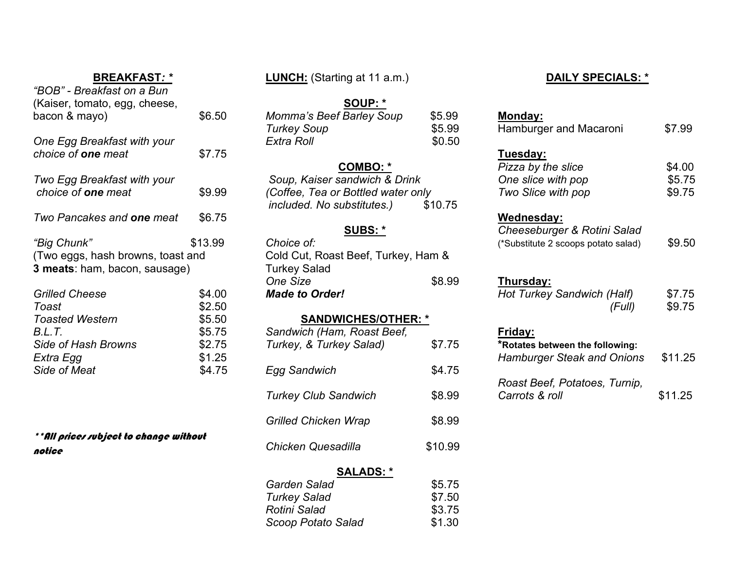## BREAKFAST: *

| | |
|---|---|
| *"BOB" - Breakfast on a Bun* (Kaiser, tomato, egg, cheese, bacon & mayo) | $6.50 |
| *One Egg Breakfast with your choice of **one** meat* | $7.75 |
| *Two Egg Breakfast with your choice of **one** meat* | $9.99 |
| *Two Pancakes and **one** meat* | $6.75 |
| *"Big Chunk"* (Two eggs, hash browns, toast and **3 meats**: ham, bacon, sausage) | $13.99 |

| | |
|---|---|
| *Grilled Cheese* | $4.00 |
| *Toast* | $2.50 |
| *Toasted Western* | $5.50 |
| *B.L.T.* | $5.75 |
| *Side of Hash Browns* | $2.75 |
| *Extra Egg* | $1.25 |
| *Side of Meat* | $4.75 |

***\*\*All prices subject to change without notice***

## LUNCH: (Starting at 11 a.m.)

### SOUP: *

| | |
|---|---|
| *Momma's Beef Barley Soup* | $5.99 |
| *Turkey Soup* | $5.99 |
| *Extra Roll* | $0.50 |

### COMBO: *

| | |
|---|---|
| *Soup, Kaiser sandwich & Drink (Coffee, Tea or Bottled water only included. No substitutes.)* | $10.75 |

### SUBS: *

*Choice of:*
Cold Cut, Roast Beef, Turkey, Ham & Turkey Salad

| | |
|---|---|
| *One Size* | $8.99 |

***Made to Order!***

### SANDWICHES/OTHER: *

| | |
|---|---|
| *Sandwich (Ham, Roast Beef, Turkey, & Turkey Salad)* | $7.75 |
| *Egg Sandwich* | $4.75 |
| *Turkey Club Sandwich* | $8.99 |
| *Grilled Chicken Wrap* | $8.99 |
| *Chicken Quesadilla* | $10.99 |

### SALADS: *

| | |
|---|---|
| *Garden Salad* | $5.75 |
| *Turkey Salad* | $7.50 |
| *Rotini Salad* | $3.75 |
| *Scoop Potato Salad* | $1.30 |

## DAILY SPECIALS: *

**Monday:**

| | |
|---|---|
| Hamburger and Macaroni | $7.99 |

**Tuesday:**

| | |
|---|---|
| *Pizza by the slice* | $4.00 |
| *One slice with pop* | $5.75 |
| *Two Slice with pop* | $9.75 |

**Wednesday:**

| | |
|---|---|
| *Cheeseburger & Rotini Salad* (*Substitute 2 scoops potato salad) | $9.50 |

**Thursday:**

| | |
|---|---|
| *Hot Turkey Sandwich (Half)* | $7.75 |
| *(Full)* | $9.75 |

**Friday:**

***Rotates between the following:**

| | |
|---|---|
| *Hamburger Steak and Onions* | $11.25 |
| *Roast Beef, Potatoes, Turnip, Carrots & roll* | $11.25 |